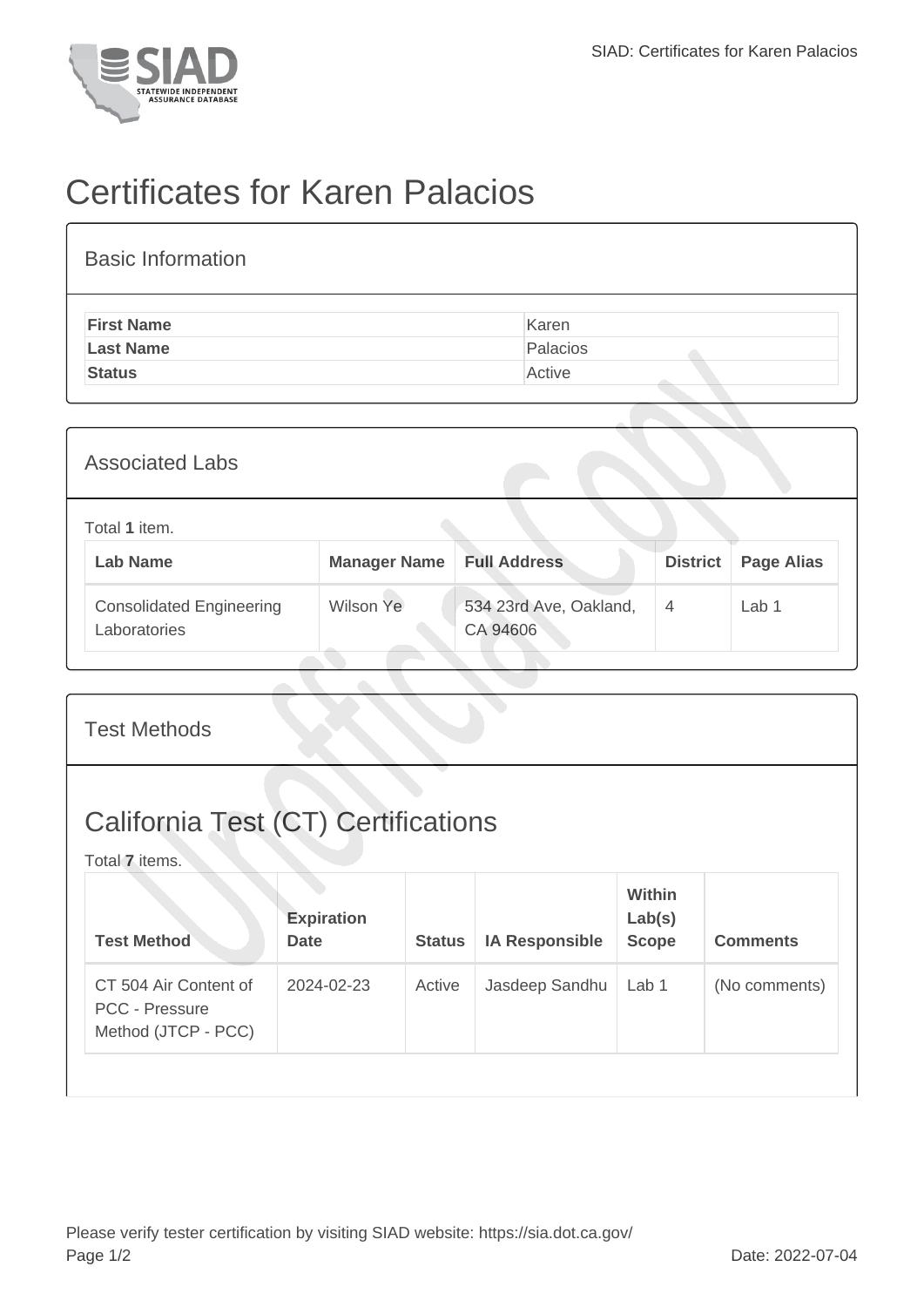# Certificates for Karen Palacios

## Basic Information

| | |
|---|---|
| **First Name** | Karen |
| **Last Name** | Palacios |
| **Status** | Active |

## Associated Labs

Total **1** item.

| Lab Name | Manager Name | Full Address | District | Page Alias |
|---|---|---|---|---|
| Consolidated Engineering Laboratories | Wilson Ye | 534 23rd Ave, Oakland, CA 94606 | 4 | Lab 1 |

## Test Methods

## California Test (CT) Certifications

Total **7** items.

| Test Method | Expiration Date | Status | IA Responsible | Within Lab(s) Scope | Comments |
|---|---|---|---|---|---|
| CT 504 Air Content of PCC - Pressure Method (JTCP - PCC) | 2024-02-23 | Active | Jasdeep Sandhu | Lab 1 | (No comments) |

Please verify tester certification by visiting SIAD website: https://sia.dot.ca.gov/

Date: 2022-07-04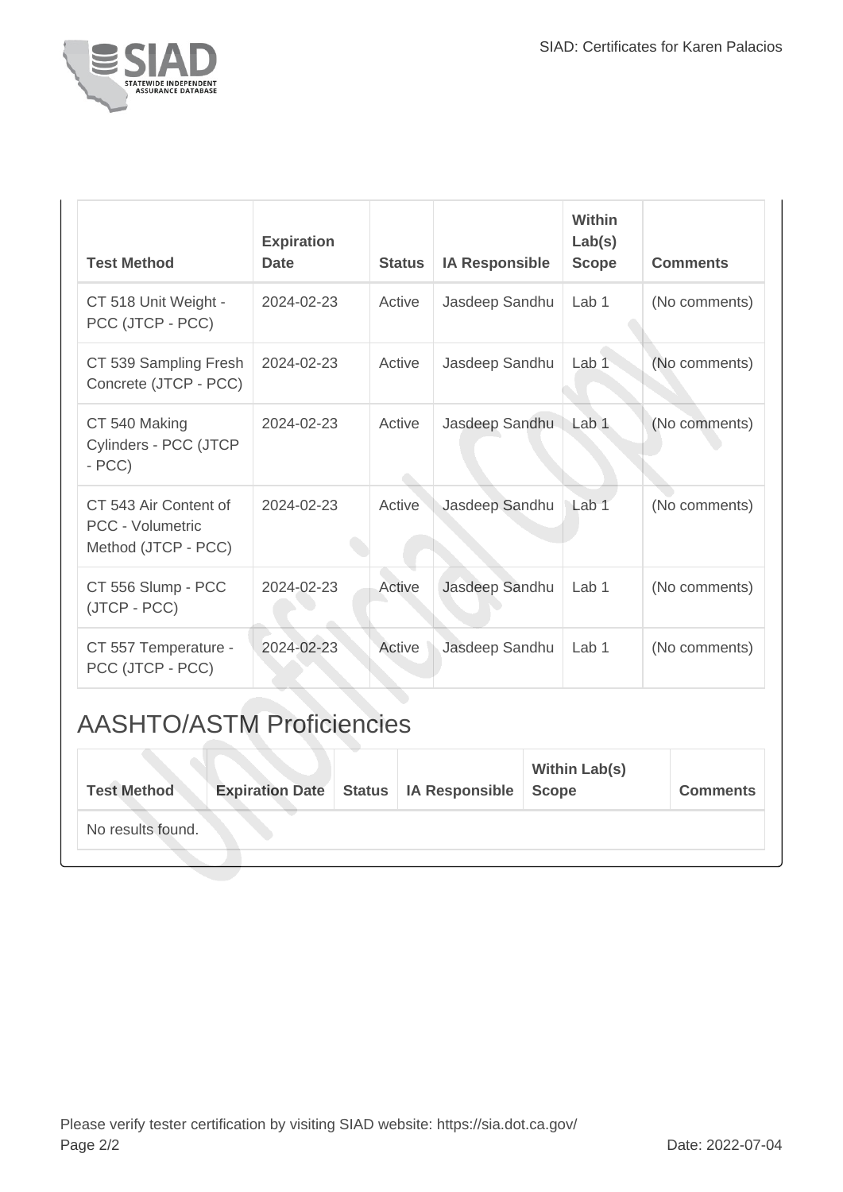| Test Method | Expiration Date | Status | IA Responsible | Within Lab(s) Scope | Comments |
|---|---|---|---|---|---|
| CT 518 Unit Weight - PCC (JTCP - PCC) | 2024-02-23 | Active | Jasdeep Sandhu | Lab 1 | (No comments) |
| CT 539 Sampling Fresh Concrete (JTCP - PCC) | 2024-02-23 | Active | Jasdeep Sandhu | Lab 1 | (No comments) |
| CT 540 Making Cylinders - PCC (JTCP - PCC) | 2024-02-23 | Active | Jasdeep Sandhu | Lab 1 | (No comments) |
| CT 543 Air Content of PCC - Volumetric Method (JTCP - PCC) | 2024-02-23 | Active | Jasdeep Sandhu | Lab 1 | (No comments) |
| CT 556 Slump - PCC (JTCP - PCC) | 2024-02-23 | Active | Jasdeep Sandhu | Lab 1 | (No comments) |
| CT 557 Temperature - PCC (JTCP - PCC) | 2024-02-23 | Active | Jasdeep Sandhu | Lab 1 | (No comments) |

## AASHTO/ASTM Proficiencies

| Test Method | Expiration Date | Status | IA Responsible | Within Lab(s) Scope | Comments |
|---|---|---|---|---|---|
| No results found. | | | | | |

Please verify tester certification by visiting SIAD website: https://sia.dot.ca.gov/

Date: 2022-07-04